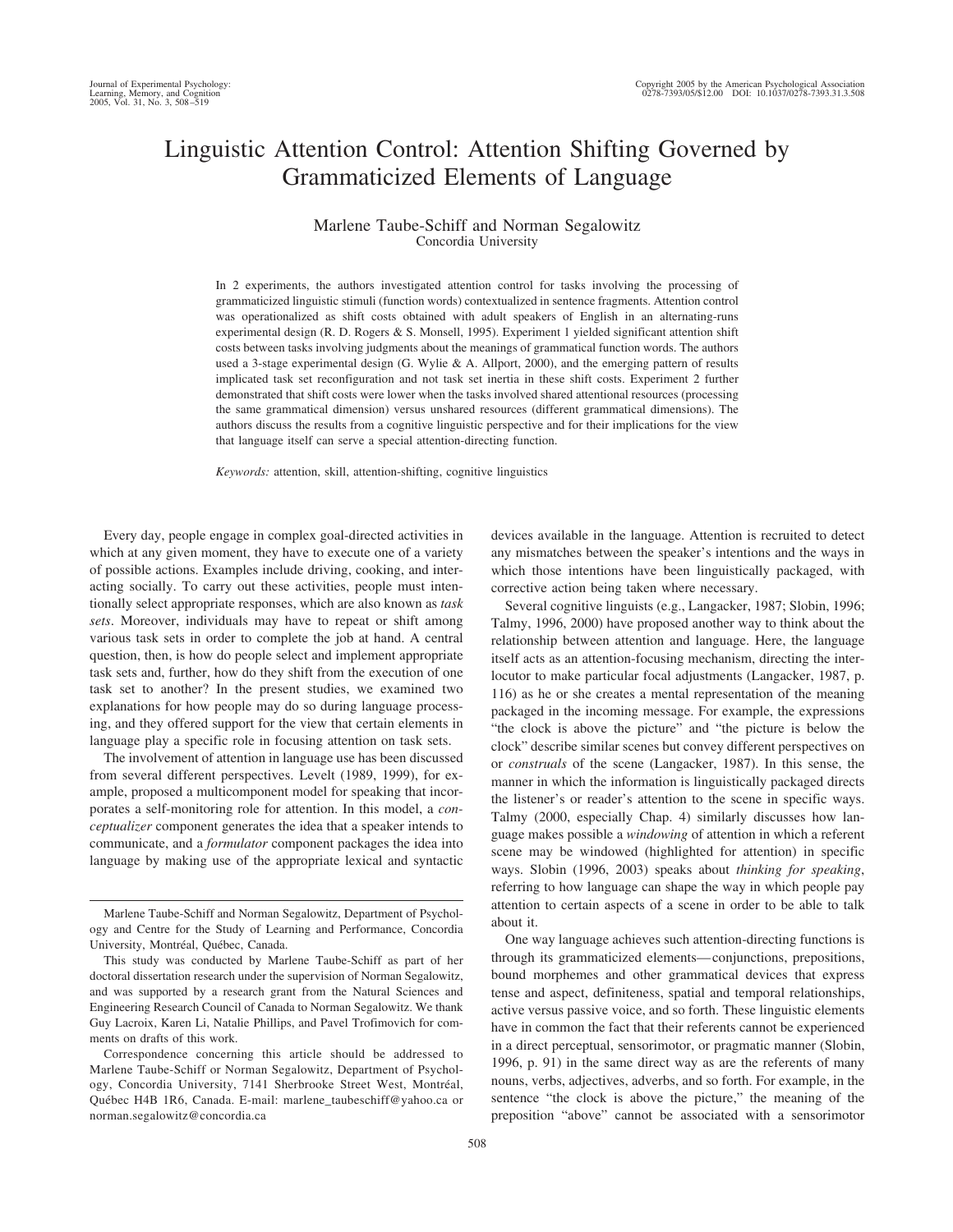# Linguistic Attention Control: Attention Shifting Governed by Grammaticized Elements of Language

Marlene Taube-Schiff and Norman Segalowitz
Concordia University

In 2 experiments, the authors investigated attention control for tasks involving the processing of grammaticized linguistic stimuli (function words) contextualized in sentence fragments. Attention control was operationalized as shift costs obtained with adult speakers of English in an alternating-runs experimental design (R. D. Rogers & S. Monsell, 1995). Experiment 1 yielded significant attention shift costs between tasks involving judgments about the meanings of grammatical function words. The authors used a 3-stage experimental design (G. Wylie & A. Allport, 2000), and the emerging pattern of results implicated task set reconfiguration and not task set inertia in these shift costs. Experiment 2 further demonstrated that shift costs were lower when the tasks involved shared attentional resources (processing the same grammatical dimension) versus unshared resources (different grammatical dimensions). The authors discuss the results from a cognitive linguistic perspective and for their implications for the view that language itself can serve a special attention-directing function.

*Keywords:* attention, skill, attention-shifting, cognitive linguistics

Every day, people engage in complex goal-directed activities in which at any given moment, they have to execute one of a variety of possible actions. Examples include driving, cooking, and interacting socially. To carry out these activities, people must intentionally select appropriate responses, which are also known as *task sets*. Moreover, individuals may have to repeat or shift among various task sets in order to complete the job at hand. A central question, then, is how do people select and implement appropriate task sets and, further, how do they shift from the execution of one task set to another? In the present studies, we examined two explanations for how people may do so during language processing, and they offered support for the view that certain elements in language play a specific role in focusing attention on task sets.

The involvement of attention in language use has been discussed from several different perspectives. Levelt (1989, 1999), for example, proposed a multicomponent model for speaking that incorporates a self-monitoring role for attention. In this model, a *conceptualizer* component generates the idea that a speaker intends to communicate, and a *formulator* component packages the idea into language by making use of the appropriate lexical and syntactic devices available in the language. Attention is recruited to detect any mismatches between the speaker's intentions and the ways in which those intentions have been linguistically packaged, with corrective action being taken where necessary.

Several cognitive linguists (e.g., Langacker, 1987; Slobin, 1996; Talmy, 1996, 2000) have proposed another way to think about the relationship between attention and language. Here, the language itself acts as an attention-focusing mechanism, directing the interlocutor to make particular focal adjustments (Langacker, 1987, p. 116) as he or she creates a mental representation of the meaning packaged in the incoming message. For example, the expressions "the clock is above the picture" and "the picture is below the clock" describe similar scenes but convey different perspectives on or *construals* of the scene (Langacker, 1987). In this sense, the manner in which the information is linguistically packaged directs the listener's or reader's attention to the scene in specific ways. Talmy (2000, especially Chap. 4) similarly discusses how language makes possible a *windowing* of attention in which a referent scene may be windowed (highlighted for attention) in specific ways. Slobin (1996, 2003) speaks about *thinking for speaking*, referring to how language can shape the way in which people pay attention to certain aspects of a scene in order to be able to talk about it.

One way language achieves such attention-directing functions is through its grammaticized elements—conjunctions, prepositions, bound morphemes and other grammatical devices that express tense and aspect, definiteness, spatial and temporal relationships, active versus passive voice, and so forth. These linguistic elements have in common the fact that their referents cannot be experienced in a direct perceptual, sensorimotor, or pragmatic manner (Slobin, 1996, p. 91) in the same direct way as are the referents of many nouns, verbs, adjectives, adverbs, and so forth. For example, in the sentence "the clock is above the picture," the meaning of the preposition "above" cannot be associated with a sensorimotor

---

Marlene Taube-Schiff and Norman Segalowitz, Department of Psychology and Centre for the Study of Learning and Performance, Concordia University, Montréal, Québec, Canada.

This study was conducted by Marlene Taube-Schiff as part of her doctoral dissertation research under the supervision of Norman Segalowitz, and was supported by a research grant from the Natural Sciences and Engineering Research Council of Canada to Norman Segalowitz. We thank Guy Lacroix, Karen Li, Natalie Phillips, and Pavel Trofimovich for comments on drafts of this work.

Correspondence concerning this article should be addressed to Marlene Taube-Schiff or Norman Segalowitz, Department of Psychology, Concordia University, 7141 Sherbrooke Street West, Montréal, Québec H4B 1R6, Canada. E-mail: marlene_taubeschiff@yahoo.ca or norman.segalowitz@concordia.ca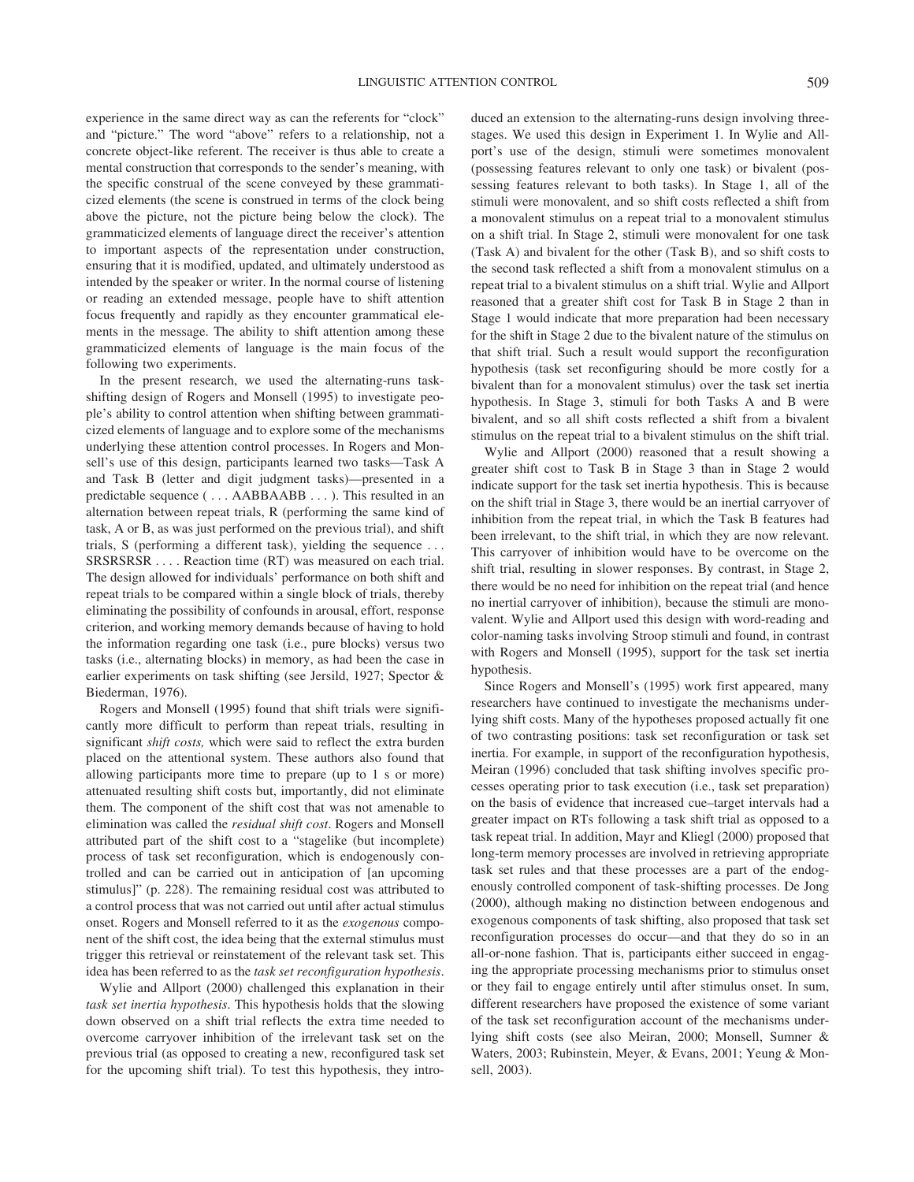experience in the same direct way as can the referents for "clock" and "picture." The word "above" refers to a relationship, not a concrete object-like referent. The receiver is thus able to create a mental construction that corresponds to the sender's meaning, with the specific construal of the scene conveyed by these grammaticized elements (the scene is construed in terms of the clock being above the picture, not the picture being below the clock). The grammaticized elements of language direct the receiver's attention to important aspects of the representation under construction, ensuring that it is modified, updated, and ultimately understood as intended by the speaker or writer. In the normal course of listening or reading an extended message, people have to shift attention focus frequently and rapidly as they encounter grammatical elements in the message. The ability to shift attention among these grammaticized elements of language is the main focus of the following two experiments.

In the present research, we used the alternating-runs task-shifting design of Rogers and Monsell (1995) to investigate people's ability to control attention when shifting between grammaticized elements of language and to explore some of the mechanisms underlying these attention control processes. In Rogers and Monsell's use of this design, participants learned two tasks—Task A and Task B (letter and digit judgment tasks)—presented in a predictable sequence ( . . . AABBAABB . . . ). This resulted in an alternation between repeat trials, R (performing the same kind of task, A or B, as was just performed on the previous trial), and shift trials, S (performing a different task), yielding the sequence . . . SRSRSRSR . . . . Reaction time (RT) was measured on each trial. The design allowed for individuals' performance on both shift and repeat trials to be compared within a single block of trials, thereby eliminating the possibility of confounds in arousal, effort, response criterion, and working memory demands because of having to hold the information regarding one task (i.e., pure blocks) versus two tasks (i.e., alternating blocks) in memory, as had been the case in earlier experiments on task shifting (see Jersild, 1927; Spector & Biederman, 1976).

Rogers and Monsell (1995) found that shift trials were significantly more difficult to perform than repeat trials, resulting in significant *shift costs,* which were said to reflect the extra burden placed on the attentional system. These authors also found that allowing participants more time to prepare (up to 1 s or more) attenuated resulting shift costs but, importantly, did not eliminate them. The component of the shift cost that was not amenable to elimination was called the *residual shift cost*. Rogers and Monsell attributed part of the shift cost to a "stagelike (but incomplete) process of task set reconfiguration, which is endogenously controlled and can be carried out in anticipation of [an upcoming stimulus]" (p. 228). The remaining residual cost was attributed to a control process that was not carried out until after actual stimulus onset. Rogers and Monsell referred to it as the *exogenous* component of the shift cost, the idea being that the external stimulus must trigger this retrieval or reinstatement of the relevant task set. This idea has been referred to as the *task set reconfiguration hypothesis*.

Wylie and Allport (2000) challenged this explanation in their *task set inertia hypothesis*. This hypothesis holds that the slowing down observed on a shift trial reflects the extra time needed to overcome carryover inhibition of the irrelevant task set on the previous trial (as opposed to creating a new, reconfigured task set for the upcoming shift trial). To test this hypothesis, they introduced an extension to the alternating-runs design involving three-stages. We used this design in Experiment 1. In Wylie and Allport's use of the design, stimuli were sometimes monovalent (possessing features relevant to only one task) or bivalent (possessing features relevant to both tasks). In Stage 1, all of the stimuli were monovalent, and so shift costs reflected a shift from a monovalent stimulus on a repeat trial to a monovalent stimulus on a shift trial. In Stage 2, stimuli were monovalent for one task (Task A) and bivalent for the other (Task B), and so shift costs to the second task reflected a shift from a monovalent stimulus on a repeat trial to a bivalent stimulus on a shift trial. Wylie and Allport reasoned that a greater shift cost for Task B in Stage 2 than in Stage 1 would indicate that more preparation had been necessary for the shift in Stage 2 due to the bivalent nature of the stimulus on that shift trial. Such a result would support the reconfiguration hypothesis (task set reconfiguring should be more costly for a bivalent than for a monovalent stimulus) over the task set inertia hypothesis. In Stage 3, stimuli for both Tasks A and B were bivalent, and so all shift costs reflected a shift from a bivalent stimulus on the repeat trial to a bivalent stimulus on the shift trial.

Wylie and Allport (2000) reasoned that a result showing a greater shift cost to Task B in Stage 3 than in Stage 2 would indicate support for the task set inertia hypothesis. This is because on the shift trial in Stage 3, there would be an inertial carryover of inhibition from the repeat trial, in which the Task B features had been irrelevant, to the shift trial, in which they are now relevant. This carryover of inhibition would have to be overcome on the shift trial, resulting in slower responses. By contrast, in Stage 2, there would be no need for inhibition on the repeat trial (and hence no inertial carryover of inhibition), because the stimuli are monovalent. Wylie and Allport used this design with word-reading and color-naming tasks involving Stroop stimuli and found, in contrast with Rogers and Monsell (1995), support for the task set inertia hypothesis.

Since Rogers and Monsell's (1995) work first appeared, many researchers have continued to investigate the mechanisms underlying shift costs. Many of the hypotheses proposed actually fit one of two contrasting positions: task set reconfiguration or task set inertia. For example, in support of the reconfiguration hypothesis, Meiran (1996) concluded that task shifting involves specific processes operating prior to task execution (i.e., task set preparation) on the basis of evidence that increased cue–target intervals had a greater impact on RTs following a task shift trial as opposed to a task repeat trial. In addition, Mayr and Kliegl (2000) proposed that long-term memory processes are involved in retrieving appropriate task set rules and that these processes are a part of the endogenously controlled component of task-shifting processes. De Jong (2000), although making no distinction between endogenous and exogenous components of task shifting, also proposed that task set reconfiguration processes do occur—and that they do so in an all-or-none fashion. That is, participants either succeed in engaging the appropriate processing mechanisms prior to stimulus onset or they fail to engage entirely until after stimulus onset. In sum, different researchers have proposed the existence of some variant of the task set reconfiguration account of the mechanisms underlying shift costs (see also Meiran, 2000; Monsell, Sumner & Waters, 2003; Rubinstein, Meyer, & Evans, 2001; Yeung & Monsell, 2003).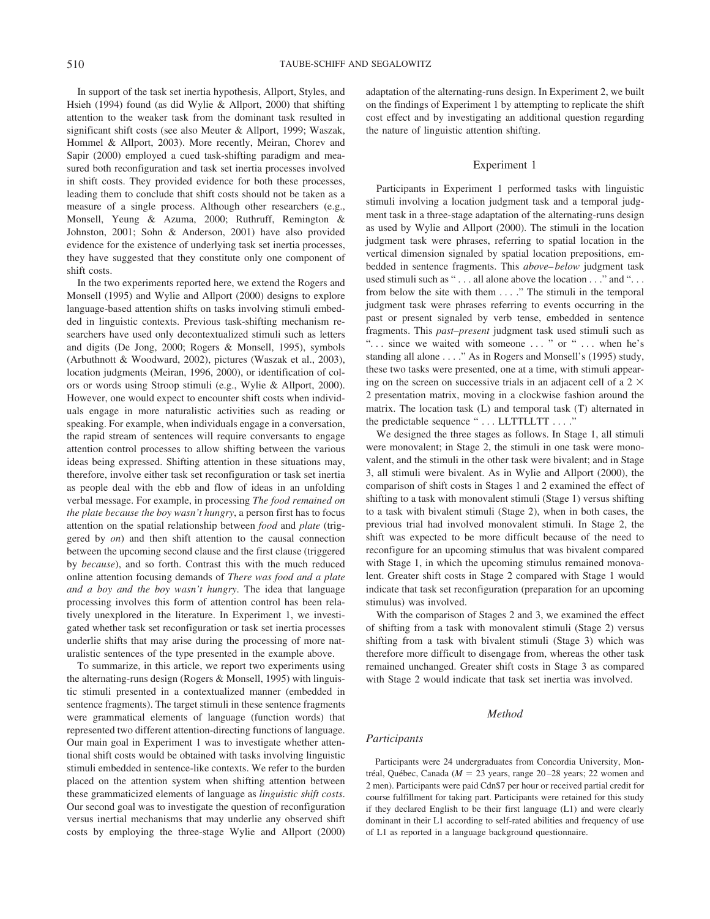In support of the task set inertia hypothesis, Allport, Styles, and Hsieh (1994) found (as did Wylie & Allport, 2000) that shifting attention to the weaker task from the dominant task resulted in significant shift costs (see also Meuter & Allport, 1999; Waszak, Hommel & Allport, 2003). More recently, Meiran, Chorev and Sapir (2000) employed a cued task-shifting paradigm and measured both reconfiguration and task set inertia processes involved in shift costs. They provided evidence for both these processes, leading them to conclude that shift costs should not be taken as a measure of a single process. Although other researchers (e.g., Monsell, Yeung & Azuma, 2000; Ruthruff, Remington & Johnston, 2001; Sohn & Anderson, 2001) have also provided evidence for the existence of underlying task set inertia processes, they have suggested that they constitute only one component of shift costs.

In the two experiments reported here, we extend the Rogers and Monsell (1995) and Wylie and Allport (2000) designs to explore language-based attention shifts on tasks involving stimuli embedded in linguistic contexts. Previous task-shifting mechanism researchers have used only decontextualized stimuli such as letters and digits (De Jong, 2000; Rogers & Monsell, 1995), symbols (Arbuthnott & Woodward, 2002), pictures (Waszak et al., 2003), location judgments (Meiran, 1996, 2000), or identification of colors or words using Stroop stimuli (e.g., Wylie & Allport, 2000). However, one would expect to encounter shift costs when individuals engage in more naturalistic activities such as reading or speaking. For example, when individuals engage in a conversation, the rapid stream of sentences will require conversants to engage attention control processes to allow shifting between the various ideas being expressed. Shifting attention in these situations may, therefore, involve either task set reconfiguration or task set inertia as people deal with the ebb and flow of ideas in an unfolding verbal message. For example, in processing *The food remained on the plate because the boy wasn't hungry*, a person first has to focus attention on the spatial relationship between *food* and *plate* (triggered by *on*) and then shift attention to the causal connection between the upcoming second clause and the first clause (triggered by *because*), and so forth. Contrast this with the much reduced online attention focusing demands of *There was food and a plate and a boy and the boy wasn't hungry*. The idea that language processing involves this form of attention control has been relatively unexplored in the literature. In Experiment 1, we investigated whether task set reconfiguration or task set inertia processes underlie shifts that may arise during the processing of more naturalistic sentences of the type presented in the example above.

To summarize, in this article, we report two experiments using the alternating-runs design (Rogers & Monsell, 1995) with linguistic stimuli presented in a contextualized manner (embedded in sentence fragments). The target stimuli in these sentence fragments were grammatical elements of language (function words) that represented two different attention-directing functions of language. Our main goal in Experiment 1 was to investigate whether attentional shift costs would be obtained with tasks involving linguistic stimuli embedded in sentence-like contexts. We refer to the burden placed on the attention system when shifting attention between these grammaticized elements of language as *linguistic shift costs*. Our second goal was to investigate the question of reconfiguration versus inertial mechanisms that may underlie any observed shift costs by employing the three-stage Wylie and Allport (2000) adaptation of the alternating-runs design. In Experiment 2, we built on the findings of Experiment 1 by attempting to replicate the shift cost effect and by investigating an additional question regarding the nature of linguistic attention shifting.

## Experiment 1

Participants in Experiment 1 performed tasks with linguistic stimuli involving a location judgment task and a temporal judgment task in a three-stage adaptation of the alternating-runs design as used by Wylie and Allport (2000). The stimuli in the location judgment task were phrases, referring to spatial location in the vertical dimension signaled by spatial location prepositions, embedded in sentence fragments. This *above–below* judgment task used stimuli such as " . . . all alone above the location . . ." and ". . . from below the site with them . . . ." The stimuli in the temporal judgment task were phrases referring to events occurring in the past or present signaled by verb tense, embedded in sentence fragments. This *past–present* judgment task used stimuli such as ". . . since we waited with someone . . . " or " . . . when he's standing all alone . . . ." As in Rogers and Monsell's (1995) study, these two tasks were presented, one at a time, with stimuli appearing on the screen on successive trials in an adjacent cell of a 2 × 2 presentation matrix, moving in a clockwise fashion around the matrix. The location task (L) and temporal task (T) alternated in the predictable sequence " . . . LLTTLLTT . . . ."

We designed the three stages as follows. In Stage 1, all stimuli were monovalent; in Stage 2, the stimuli in one task were monovalent, and the stimuli in the other task were bivalent; and in Stage 3, all stimuli were bivalent. As in Wylie and Allport (2000), the comparison of shift costs in Stages 1 and 2 examined the effect of shifting to a task with monovalent stimuli (Stage 1) versus shifting to a task with bivalent stimuli (Stage 2), when in both cases, the previous trial had involved monovalent stimuli. In Stage 2, the shift was expected to be more difficult because of the need to reconfigure for an upcoming stimulus that was bivalent compared with Stage 1, in which the upcoming stimulus remained monovalent. Greater shift costs in Stage 2 compared with Stage 1 would indicate that task set reconfiguration (preparation for an upcoming stimulus) was involved.

With the comparison of Stages 2 and 3, we examined the effect of shifting from a task with monovalent stimuli (Stage 2) versus shifting from a task with bivalent stimuli (Stage 3) which was therefore more difficult to disengage from, whereas the other task remained unchanged. Greater shift costs in Stage 3 as compared with Stage 2 would indicate that task set inertia was involved.

### *Method*

#### *Participants*

Participants were 24 undergraduates from Concordia University, Montréal, Québec, Canada ($M = 23$ years, range 20–28 years; 22 women and 2 men). Participants were paid Cdn$7 per hour or received partial credit for course fulfillment for taking part. Participants were retained for this study if they declared English to be their first language (L1) and were clearly dominant in their L1 according to self-rated abilities and frequency of use of L1 as reported in a language background questionnaire.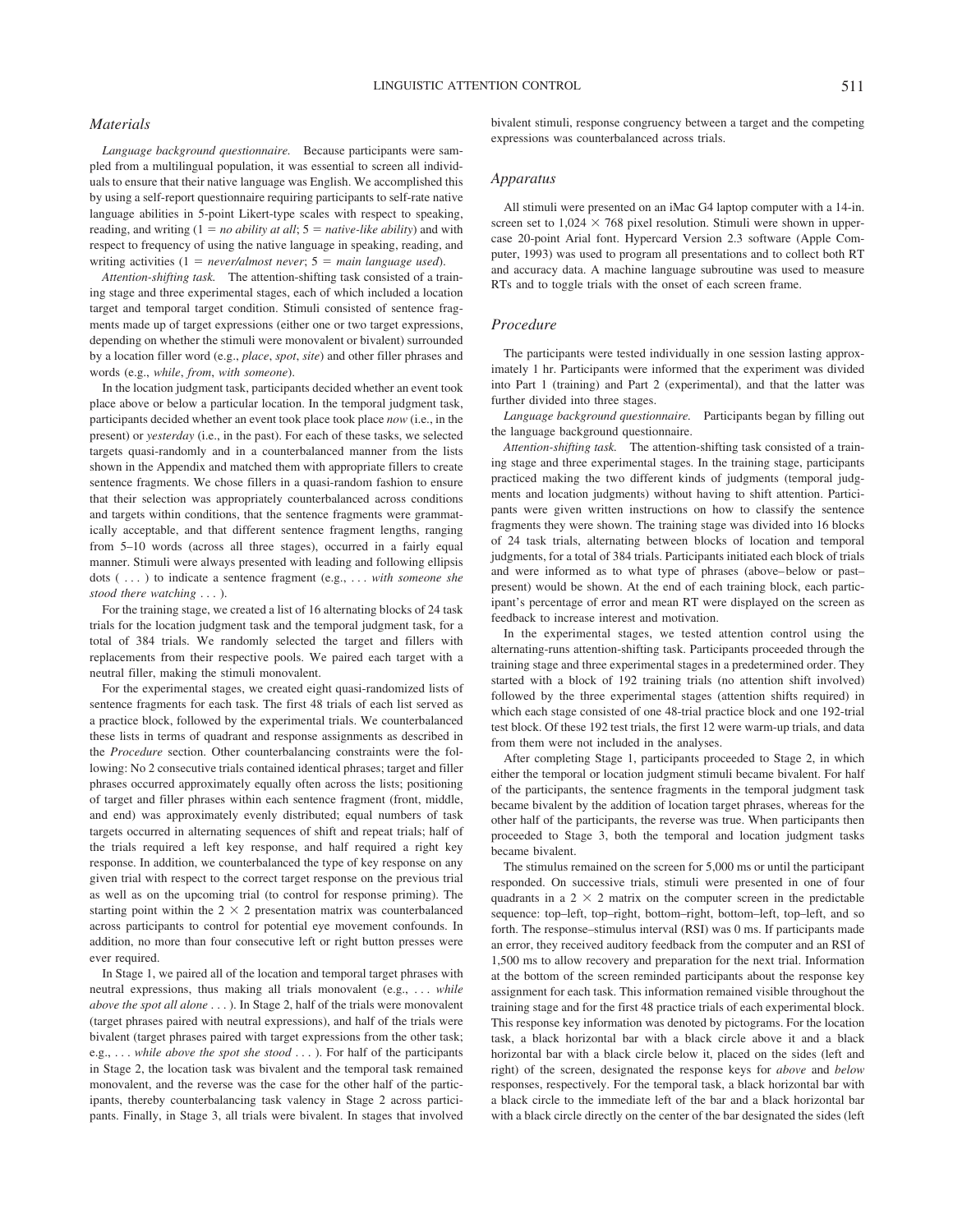## Materials

*Language background questionnaire.* Because participants were sampled from a multilingual population, it was essential to screen all individuals to ensure that their native language was English. We accomplished this by using a self-report questionnaire requiring participants to self-rate native language abilities in 5-point Likert-type scales with respect to speaking, reading, and writing (1 = *no ability at all*; 5 = *native-like ability*) and with respect to frequency of using the native language in speaking, reading, and writing activities (1 = *never/almost never*; 5 = *main language used*).

*Attention-shifting task.* The attention-shifting task consisted of a training stage and three experimental stages, each of which included a location target and temporal target condition. Stimuli consisted of sentence fragments made up of target expressions (either one or two target expressions, depending on whether the stimuli were monovalent or bivalent) surrounded by a location filler word (e.g., *place*, *spot*, *site*) and other filler phrases and words (e.g., *while*, *from*, *with someone*).

In the location judgment task, participants decided whether an event took place above or below a particular location. In the temporal judgment task, participants decided whether an event took place took place *now* (i.e., in the present) or *yesterday* (i.e., in the past). For each of these tasks, we selected targets quasi-randomly and in a counterbalanced manner from the lists shown in the Appendix and matched them with appropriate fillers to create sentence fragments. We chose fillers in a quasi-random fashion to ensure that their selection was appropriately counterbalanced across conditions and targets within conditions, that the sentence fragments were grammatically acceptable, and that different sentence fragment lengths, ranging from 5–10 words (across all three stages), occurred in a fairly equal manner. Stimuli were always presented with leading and following ellipsis dots ( . . . ) to indicate a sentence fragment (e.g., . . . *with someone she stood there watching* . . . ).

For the training stage, we created a list of 16 alternating blocks of 24 task trials for the location judgment task and the temporal judgment task, for a total of 384 trials. We randomly selected the target and fillers with replacements from their respective pools. We paired each target with a neutral filler, making the stimuli monovalent.

For the experimental stages, we created eight quasi-randomized lists of sentence fragments for each task. The first 48 trials of each list served as a practice block, followed by the experimental trials. We counterbalanced these lists in terms of quadrant and response assignments as described in the *Procedure* section. Other counterbalancing constraints were the following: No 2 consecutive trials contained identical phrases; target and filler phrases occurred approximately equally often across the lists; positioning of target and filler phrases within each sentence fragment (front, middle, and end) was approximately evenly distributed; equal numbers of task targets occurred in alternating sequences of shift and repeat trials; half of the trials required a left key response, and half required a right key response. In addition, we counterbalanced the type of key response on any given trial with respect to the correct target response on the previous trial as well as on the upcoming trial (to control for response priming). The starting point within the 2 × 2 presentation matrix was counterbalanced across participants to control for potential eye movement confounds. In addition, no more than four consecutive left or right button presses were ever required.

In Stage 1, we paired all of the location and temporal target phrases with neutral expressions, thus making all trials monovalent (e.g., . . . *while above the spot all alone* . . . ). In Stage 2, half of the trials were monovalent (target phrases paired with neutral expressions), and half of the trials were bivalent (target phrases paired with target expressions from the other task; e.g., . . . *while above the spot she stood* . . . ). For half of the participants in Stage 2, the location task was bivalent and the temporal task remained monovalent, and the reverse was the case for the other half of the participants, thereby counterbalancing task valency in Stage 2 across participants. Finally, in Stage 3, all trials were bivalent. In stages that involved bivalent stimuli, response congruency between a target and the competing expressions was counterbalanced across trials.

## Apparatus

All stimuli were presented on an iMac G4 laptop computer with a 14-in. screen set to 1,024 × 768 pixel resolution. Stimuli were shown in uppercase 20-point Arial font. Hypercard Version 2.3 software (Apple Computer, 1993) was used to program all presentations and to collect both RT and accuracy data. A machine language subroutine was used to measure RTs and to toggle trials with the onset of each screen frame.

## Procedure

The participants were tested individually in one session lasting approximately 1 hr. Participants were informed that the experiment was divided into Part 1 (training) and Part 2 (experimental), and that the latter was further divided into three stages.

*Language background questionnaire.* Participants began by filling out the language background questionnaire.

*Attention-shifting task.* The attention-shifting task consisted of a training stage and three experimental stages. In the training stage, participants practiced making the two different kinds of judgments (temporal judgments and location judgments) without having to shift attention. Participants were given written instructions on how to classify the sentence fragments they were shown. The training stage was divided into 16 blocks of 24 task trials, alternating between blocks of location and temporal judgments, for a total of 384 trials. Participants initiated each block of trials and were informed as to what type of phrases (above–below or past–present) would be shown. At the end of each training block, each participant's percentage of error and mean RT were displayed on the screen as feedback to increase interest and motivation.

In the experimental stages, we tested attention control using the alternating-runs attention-shifting task. Participants proceeded through the training stage and three experimental stages in a predetermined order. They started with a block of 192 training trials (no attention shift involved) followed by the three experimental stages (attention shifts required) in which each stage consisted of one 48-trial practice block and one 192-trial test block. Of these 192 test trials, the first 12 were warm-up trials, and data from them were not included in the analyses.

After completing Stage 1, participants proceeded to Stage 2, in which either the temporal or location judgment stimuli became bivalent. For half of the participants, the sentence fragments in the temporal judgment task became bivalent by the addition of location target phrases, whereas for the other half of the participants, the reverse was true. When participants then proceeded to Stage 3, both the temporal and location judgment tasks became bivalent.

The stimulus remained on the screen for 5,000 ms or until the participant responded. On successive trials, stimuli were presented in one of four quadrants in a 2 × 2 matrix on the computer screen in the predictable sequence: top–left, top–right, bottom–right, bottom–left, top–left, and so forth. The response–stimulus interval (RSI) was 0 ms. If participants made an error, they received auditory feedback from the computer and an RSI of 1,500 ms to allow recovery and preparation for the next trial. Information at the bottom of the screen reminded participants about the response key assignment for each task. This information remained visible throughout the training stage and for the first 48 practice trials of each experimental block. This response key information was denoted by pictograms. For the location task, a black horizontal bar with a black circle above it and a black horizontal bar with a black circle below it, placed on the sides (left and right) of the screen, designated the response keys for *above* and *below* responses, respectively. For the temporal task, a black horizontal bar with a black circle to the immediate left of the bar and a black horizontal bar with a black circle directly on the center of the bar designated the sides (left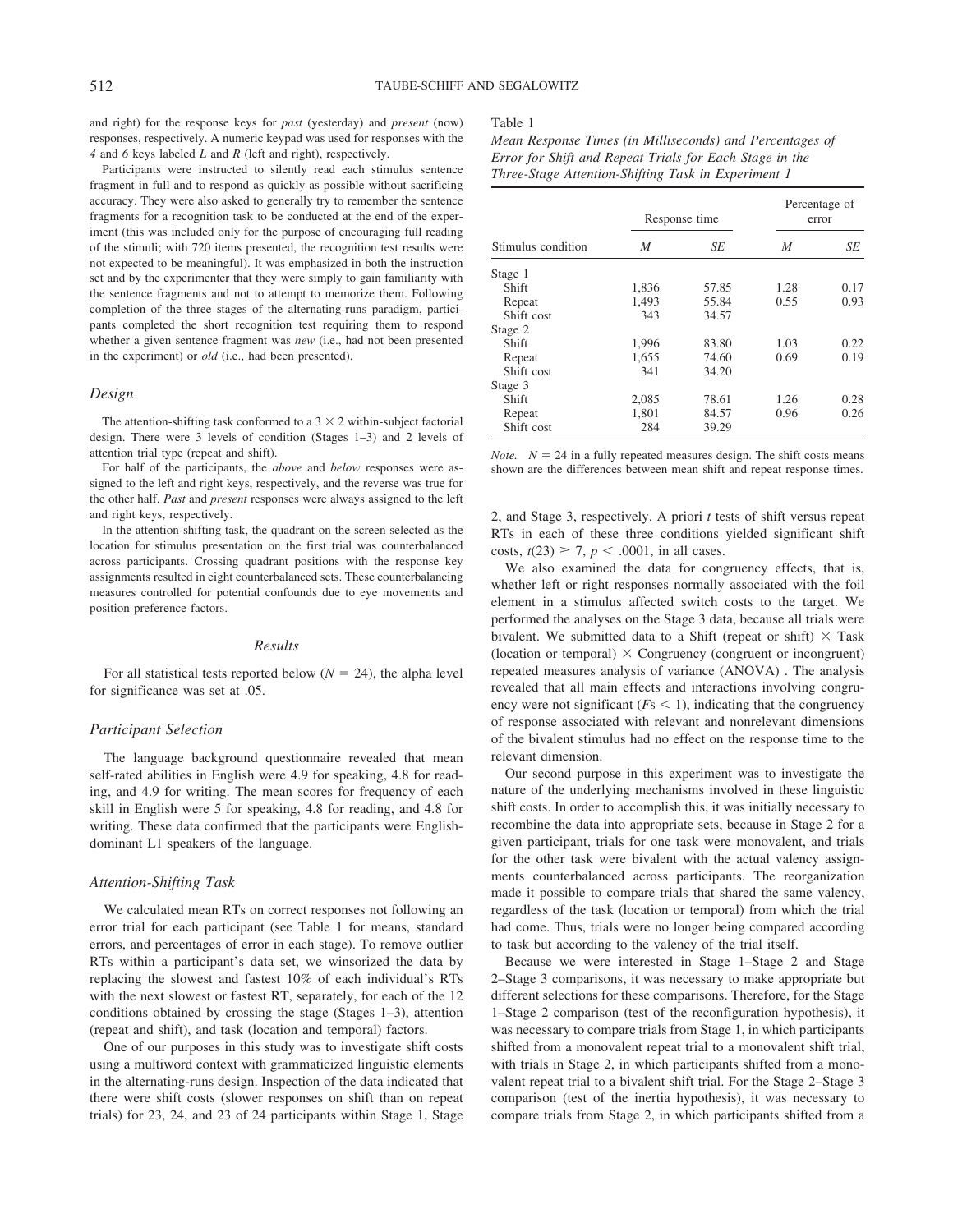and right) for the response keys for *past* (yesterday) and *present* (now) responses, respectively. A numeric keypad was used for responses with the *4* and *6* keys labeled *L* and *R* (left and right), respectively.

Participants were instructed to silently read each stimulus sentence fragment in full and to respond as quickly as possible without sacrificing accuracy. They were also asked to generally try to remember the sentence fragments for a recognition task to be conducted at the end of the experiment (this was included only for the purpose of encouraging full reading of the stimuli; with 720 items presented, the recognition test results were not expected to be meaningful). It was emphasized in both the instruction set and by the experimenter that they were simply to gain familiarity with the sentence fragments and not to attempt to memorize them. Following completion of the three stages of the alternating-runs paradigm, participants completed the short recognition test requiring them to respond whether a given sentence fragment was *new* (i.e., had not been presented in the experiment) or *old* (i.e., had been presented).

### Design

The attention-shifting task conformed to a 3 × 2 within-subject factorial design. There were 3 levels of condition (Stages 1–3) and 2 levels of attention trial type (repeat and shift).

For half of the participants, the *above* and *below* responses were assigned to the left and right keys, respectively, and the reverse was true for the other half. *Past* and *present* responses were always assigned to the left and right keys, respectively.

In the attention-shifting task, the quadrant on the screen selected as the location for stimulus presentation on the first trial was counterbalanced across participants. Crossing quadrant positions with the response key assignments resulted in eight counterbalanced sets. These counterbalancing measures controlled for potential confounds due to eye movements and position preference factors.

## Results

For all statistical tests reported below ($N = 24$), the alpha level for significance was set at .05.

### Participant Selection

The language background questionnaire revealed that mean self-rated abilities in English were 4.9 for speaking, 4.8 for reading, and 4.9 for writing. The mean scores for frequency of each skill in English were 5 for speaking, 4.8 for reading, and 4.8 for writing. These data confirmed that the participants were English-dominant L1 speakers of the language.

### Attention-Shifting Task

We calculated mean RTs on correct responses not following an error trial for each participant (see Table 1 for means, standard errors, and percentages of error in each stage). To remove outlier RTs within a participant's data set, we winsorized the data by replacing the slowest and fastest 10% of each individual's RTs with the next slowest or fastest RT, separately, for each of the 12 conditions obtained by crossing the stage (Stages 1–3), attention (repeat and shift), and task (location and temporal) factors.

One of our purposes in this study was to investigate shift costs using a multiword context with grammaticized linguistic elements in the alternating-runs design. Inspection of the data indicated that there were shift costs (slower responses on shift than on repeat trials) for 23, 24, and 23 of 24 participants within Stage 1, Stage 2, and Stage 3, respectively. A priori *t* tests of shift versus repeat RTs in each of these three conditions yielded significant shift costs, $t(23) \geq 7$, $p < .0001$, in all cases.

Table 1
*Mean Response Times (in Milliseconds) and Percentages of Error for Shift and Repeat Trials for Each Stage in the Three-Stage Attention-Shifting Task in Experiment 1*

| | Response time | | Percentage of error | |
|---|---|---|---|---|
| Stimulus condition | *M* | *SE* | *M* | *SE* |
| Stage 1 | | | | |
| Shift | 1,836 | 57.85 | 1.28 | 0.17 |
| Repeat | 1,493 | 55.84 | 0.55 | 0.93 |
| Shift cost | 343 | 34.57 | | |
| Stage 2 | | | | |
| Shift | 1,996 | 83.80 | 1.03 | 0.22 |
| Repeat | 1,655 | 74.60 | 0.69 | 0.19 |
| Shift cost | 341 | 34.20 | | |
| Stage 3 | | | | |
| Shift | 2,085 | 78.61 | 1.26 | 0.28 |
| Repeat | 1,801 | 84.57 | 0.96 | 0.26 |
| Shift cost | 284 | 39.29 | | |

*Note.* $N = 24$ in a fully repeated measures design. The shift costs means shown are the differences between mean shift and repeat response times.

We also examined the data for congruency effects, that is, whether left or right responses normally associated with the foil element in a stimulus affected switch costs to the target. We performed the analyses on the Stage 3 data, because all trials were bivalent. We submitted data to a Shift (repeat or shift) × Task (location or temporal) × Congruency (congruent or incongruent) repeated measures analysis of variance (ANOVA) . The analysis revealed that all main effects and interactions involving congruency were not significant ($F$s $< 1$), indicating that the congruency of response associated with relevant and nonrelevant dimensions of the bivalent stimulus had no effect on the response time to the relevant dimension.

Our second purpose in this experiment was to investigate the nature of the underlying mechanisms involved in these linguistic shift costs. In order to accomplish this, it was initially necessary to recombine the data into appropriate sets, because in Stage 2 for a given participant, trials for one task were monovalent, and trials for the other task were bivalent with the actual valency assignments counterbalanced across participants. The reorganization made it possible to compare trials that shared the same valency, regardless of the task (location or temporal) from which the trial had come. Thus, trials were no longer being compared according to task but according to the valency of the trial itself.

Because we were interested in Stage 1–Stage 2 and Stage 2–Stage 3 comparisons, it was necessary to make appropriate but different selections for these comparisons. Therefore, for the Stage 1–Stage 2 comparison (test of the reconfiguration hypothesis), it was necessary to compare trials from Stage 1, in which participants shifted from a monovalent repeat trial to a monovalent shift trial, with trials in Stage 2, in which participants shifted from a monovalent repeat trial to a bivalent shift trial. For the Stage 2–Stage 3 comparison (test of the inertia hypothesis), it was necessary to compare trials from Stage 2, in which participants shifted from a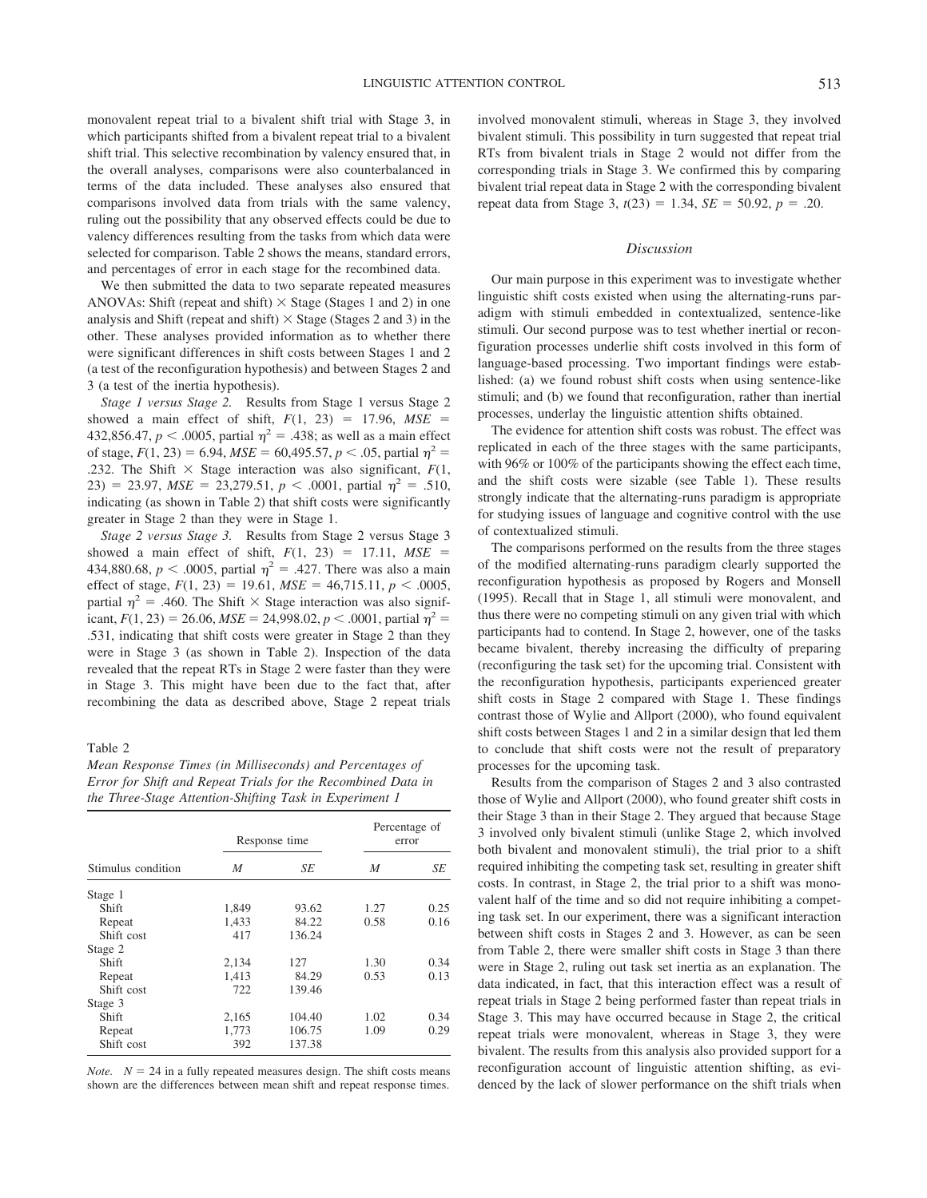monovalent repeat trial to a bivalent shift trial with Stage 3, in which participants shifted from a bivalent repeat trial to a bivalent shift trial. This selective recombination by valency ensured that, in the overall analyses, comparisons were also counterbalanced in terms of the data included. These analyses also ensured that comparisons involved data from trials with the same valency, ruling out the possibility that any observed effects could be due to valency differences resulting from the tasks from which data were selected for comparison. Table 2 shows the means, standard errors, and percentages of error in each stage for the recombined data.

We then submitted the data to two separate repeated measures ANOVAs: Shift (repeat and shift) × Stage (Stages 1 and 2) in one analysis and Shift (repeat and shift) × Stage (Stages 2 and 3) in the other. These analyses provided information as to whether there were significant differences in shift costs between Stages 1 and 2 (a test of the reconfiguration hypothesis) and between Stages 2 and 3 (a test of the inertia hypothesis).

*Stage 1 versus Stage 2.* Results from Stage 1 versus Stage 2 showed a main effect of shift, $F(1, 23) = 17.96$, $MSE = 432{,}856.47$, $p < .0005$, partial $\eta^2 = .438$; as well as a main effect of stage, $F(1, 23) = 6.94$, $MSE = 60{,}495.57$, $p < .05$, partial $\eta^2 = .232$. The Shift × Stage interaction was also significant, $F(1, 23) = 23.97$, $MSE = 23{,}279.51$, $p < .0001$, partial $\eta^2 = .510$, indicating (as shown in Table 2) that shift costs were significantly greater in Stage 2 than they were in Stage 1.

*Stage 2 versus Stage 3.* Results from Stage 2 versus Stage 3 showed a main effect of shift, $F(1, 23) = 17.11$, $MSE = 434{,}880.68$, $p < .0005$, partial $\eta^2 = .427$. There was also a main effect of stage, $F(1, 23) = 19.61$, $MSE = 46{,}715.11$, $p < .0005$, partial $\eta^2 = .460$. The Shift × Stage interaction was also significant, $F(1, 23) = 26.06$, $MSE = 24{,}998.02$, $p < .0001$, partial $\eta^2 = .531$, indicating that shift costs were greater in Stage 2 than they were in Stage 3 (as shown in Table 2). Inspection of the data revealed that the repeat RTs in Stage 2 were faster than they were in Stage 3. This might have been due to the fact that, after recombining the data as described above, Stage 2 repeat trials involved monovalent stimuli, whereas in Stage 3, they involved bivalent stimuli. This possibility in turn suggested that repeat trial RTs from bivalent trials in Stage 2 would not differ from the corresponding trials in Stage 3. We confirmed this by comparing bivalent trial repeat data in Stage 2 with the corresponding bivalent repeat data from Stage 3, $t(23) = 1.34$, $SE = 50.92$, $p = .20$.

Table 2
*Mean Response Times (in Milliseconds) and Percentages of Error for Shift and Repeat Trials for the Recombined Data in the Three-Stage Attention-Shifting Task in Experiment 1*

| Stimulus condition | Response time | | Percentage of error | |
|---|---|---|---|---|
| | *M* | *SE* | *M* | *SE* |
| Stage 1 | | | | |
| Shift | 1,849 | 93.62 | 1.27 | 0.25 |
| Repeat | 1,433 | 84.22 | 0.58 | 0.16 |
| Shift cost | 417 | 136.24 | | |
| Stage 2 | | | | |
| Shift | 2,134 | 127 | 1.30 | 0.34 |
| Repeat | 1,413 | 84.29 | 0.53 | 0.13 |
| Shift cost | 722 | 139.46 | | |
| Stage 3 | | | | |
| Shift | 2,165 | 104.40 | 1.02 | 0.34 |
| Repeat | 1,773 | 106.75 | 1.09 | 0.29 |
| Shift cost | 392 | 137.38 | | |

*Note.* $N = 24$ in a fully repeated measures design. The shift costs means shown are the differences between mean shift and repeat response times.

## Discussion

Our main purpose in this experiment was to investigate whether linguistic shift costs existed when using the alternating-runs paradigm with stimuli embedded in contextualized, sentence-like stimuli. Our second purpose was to test whether inertial or reconfiguration processes underlie shift costs involved in this form of language-based processing. Two important findings were established: (a) we found robust shift costs when using sentence-like stimuli; and (b) we found that reconfiguration, rather than inertial processes, underlay the linguistic attention shifts obtained.

The evidence for attention shift costs was robust. The effect was replicated in each of the three stages with the same participants, with 96% or 100% of the participants showing the effect each time, and the shift costs were sizable (see Table 1). These results strongly indicate that the alternating-runs paradigm is appropriate for studying issues of language and cognitive control with the use of contextualized stimuli.

The comparisons performed on the results from the three stages of the modified alternating-runs paradigm clearly supported the reconfiguration hypothesis as proposed by Rogers and Monsell (1995). Recall that in Stage 1, all stimuli were monovalent, and thus there were no competing stimuli on any given trial with which participants had to contend. In Stage 2, however, one of the tasks became bivalent, thereby increasing the difficulty of preparing (reconfiguring the task set) for the upcoming trial. Consistent with the reconfiguration hypothesis, participants experienced greater shift costs in Stage 2 compared with Stage 1. These findings contrast those of Wylie and Allport (2000), who found equivalent shift costs between Stages 1 and 2 in a similar design that led them to conclude that shift costs were not the result of preparatory processes for the upcoming task.

Results from the comparison of Stages 2 and 3 also contrasted those of Wylie and Allport (2000), who found greater shift costs in their Stage 3 than in their Stage 2. They argued that because Stage 3 involved only bivalent stimuli (unlike Stage 2, which involved both bivalent and monovalent stimuli), the trial prior to a shift required inhibiting the competing task set, resulting in greater shift costs. In contrast, in Stage 2, the trial prior to a shift was monovalent half of the time and so did not require inhibiting a competing task set. In our experiment, there was a significant interaction between shift costs in Stages 2 and 3. However, as can be seen from Table 2, there were smaller shift costs in Stage 3 than there were in Stage 2, ruling out task set inertia as an explanation. The data indicated, in fact, that this interaction effect was a result of repeat trials in Stage 2 being performed faster than repeat trials in Stage 3. This may have occurred because in Stage 2, the critical repeat trials were monovalent, whereas in Stage 3, they were bivalent. The results from this analysis also provided support for a reconfiguration account of linguistic attention shifting, as evidenced by the lack of slower performance on the shift trials when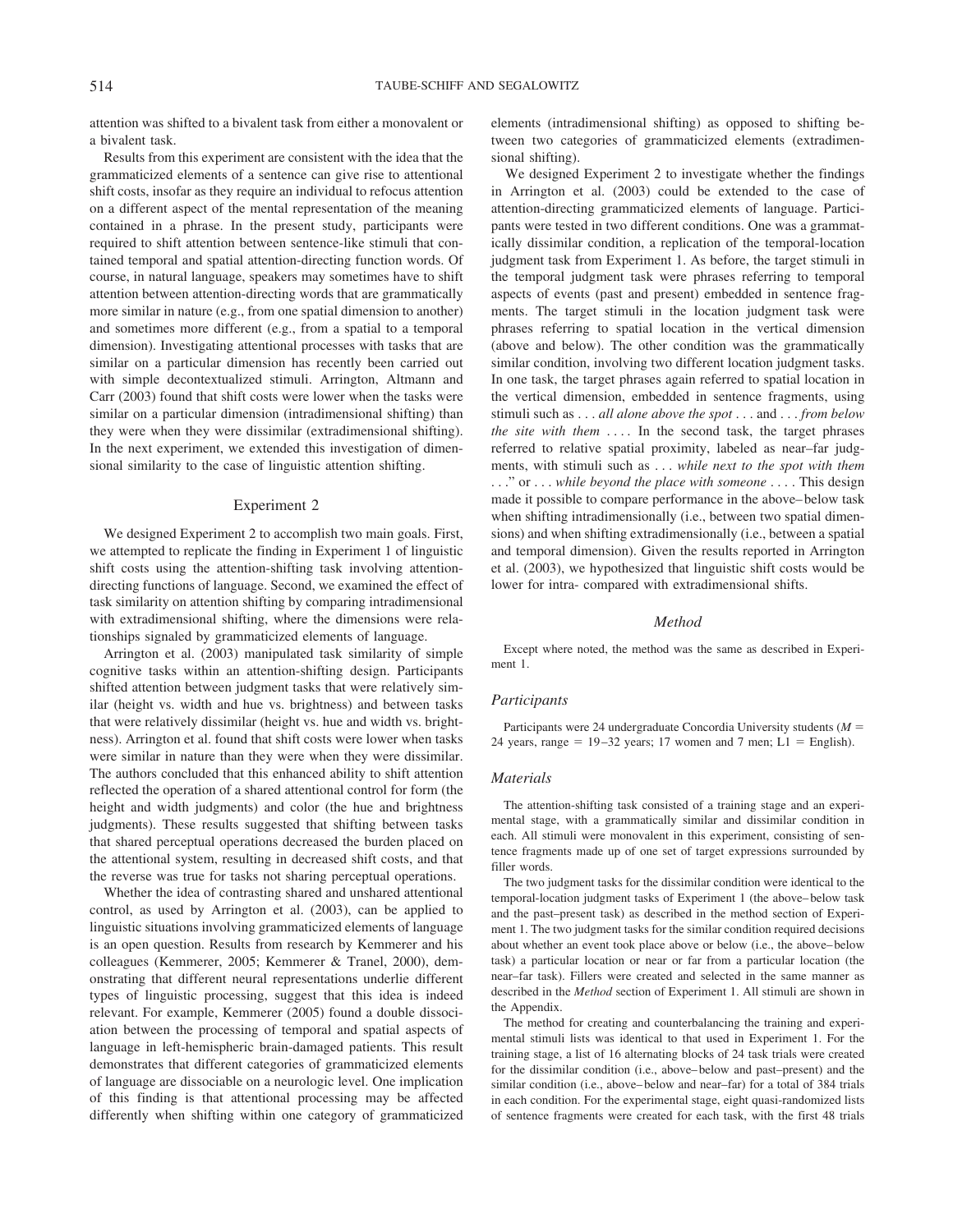attention was shifted to a bivalent task from either a monovalent or a bivalent task.

Results from this experiment are consistent with the idea that the grammaticized elements of a sentence can give rise to attentional shift costs, insofar as they require an individual to refocus attention on a different aspect of the mental representation of the meaning contained in a phrase. In the present study, participants were required to shift attention between sentence-like stimuli that contained temporal and spatial attention-directing function words. Of course, in natural language, speakers may sometimes have to shift attention between attention-directing words that are grammatically more similar in nature (e.g., from one spatial dimension to another) and sometimes more different (e.g., from a spatial to a temporal dimension). Investigating attentional processes with tasks that are similar on a particular dimension has recently been carried out with simple decontextualized stimuli. Arrington, Altmann and Carr (2003) found that shift costs were lower when the tasks were similar on a particular dimension (intradimensional shifting) than they were when they were dissimilar (extradimensional shifting). In the next experiment, we extended this investigation of dimensional similarity to the case of linguistic attention shifting.

## Experiment 2

We designed Experiment 2 to accomplish two main goals. First, we attempted to replicate the finding in Experiment 1 of linguistic shift costs using the attention-shifting task involving attention-directing functions of language. Second, we examined the effect of task similarity on attention shifting by comparing intradimensional with extradimensional shifting, where the dimensions were relationships signaled by grammaticized elements of language.

Arrington et al. (2003) manipulated task similarity of simple cognitive tasks within an attention-shifting design. Participants shifted attention between judgment tasks that were relatively similar (height vs. width and hue vs. brightness) and between tasks that were relatively dissimilar (height vs. hue and width vs. brightness). Arrington et al. found that shift costs were lower when tasks were similar in nature than they were when they were dissimilar. The authors concluded that this enhanced ability to shift attention reflected the operation of a shared attentional control for form (the height and width judgments) and color (the hue and brightness judgments). These results suggested that shifting between tasks that shared perceptual operations decreased the burden placed on the attentional system, resulting in decreased shift costs, and that the reverse was true for tasks not sharing perceptual operations.

Whether the idea of contrasting shared and unshared attentional control, as used by Arrington et al. (2003), can be applied to linguistic situations involving grammaticized elements of language is an open question. Results from research by Kemmerer and his colleagues (Kemmerer, 2005; Kemmerer & Tranel, 2000), demonstrating that different neural representations underlie different types of linguistic processing, suggest that this idea is indeed relevant. For example, Kemmerer (2005) found a double dissociation between the processing of temporal and spatial aspects of language in left-hemispheric brain-damaged patients. This result demonstrates that different categories of grammaticized elements of language are dissociable on a neurologic level. One implication of this finding is that attentional processing may be affected differently when shifting within one category of grammaticized elements (intradimensional shifting) as opposed to shifting between two categories of grammaticized elements (extradimensional shifting).

We designed Experiment 2 to investigate whether the findings in Arrington et al. (2003) could be extended to the case of attention-directing grammaticized elements of language. Participants were tested in two different conditions. One was a grammatically dissimilar condition, a replication of the temporal-location judgment task from Experiment 1. As before, the target stimuli in the temporal judgment task were phrases referring to temporal aspects of events (past and present) embedded in sentence fragments. The target stimuli in the location judgment task were phrases referring to spatial location in the vertical dimension (above and below). The other condition was the grammatically similar condition, involving two different location judgment tasks. In one task, the target phrases again referred to spatial location in the vertical dimension, embedded in sentence fragments, using stimuli such as . . . *all alone above the spot* . . . and . . . *from below the site with them* . . . . In the second task, the target phrases referred to relative spatial proximity, labeled as near–far judgments, with stimuli such as . . . *while next to the spot with them* . . ." or . . . *while beyond the place with someone* . . . . This design made it possible to compare performance in the above–below task when shifting intradimensionally (i.e., between two spatial dimensions) and when shifting extradimensionally (i.e., between a spatial and temporal dimension). Given the results reported in Arrington et al. (2003), we hypothesized that linguistic shift costs would be lower for intra- compared with extradimensional shifts.

### *Method*

Except where noted, the method was the same as described in Experiment 1.

#### *Participants*

Participants were 24 undergraduate Concordia University students ($M$ = 24 years, range = 19–32 years; 17 women and 7 men; L1 = English).

#### *Materials*

The attention-shifting task consisted of a training stage and an experimental stage, with a grammatically similar and dissimilar condition in each. All stimuli were monovalent in this experiment, consisting of sentence fragments made up of one set of target expressions surrounded by filler words.

The two judgment tasks for the dissimilar condition were identical to the temporal-location judgment tasks of Experiment 1 (the above–below task and the past–present task) as described in the method section of Experiment 1. The two judgment tasks for the similar condition required decisions about whether an event took place above or below (i.e., the above–below task) a particular location or near or far from a particular location (the near–far task). Fillers were created and selected in the same manner as described in the *Method* section of Experiment 1. All stimuli are shown in the Appendix.

The method for creating and counterbalancing the training and experimental stimuli lists was identical to that used in Experiment 1. For the training stage, a list of 16 alternating blocks of 24 task trials were created for the dissimilar condition (i.e., above–below and past–present) and the similar condition (i.e., above–below and near–far) for a total of 384 trials in each condition. For the experimental stage, eight quasi-randomized lists of sentence fragments were created for each task, with the first 48 trials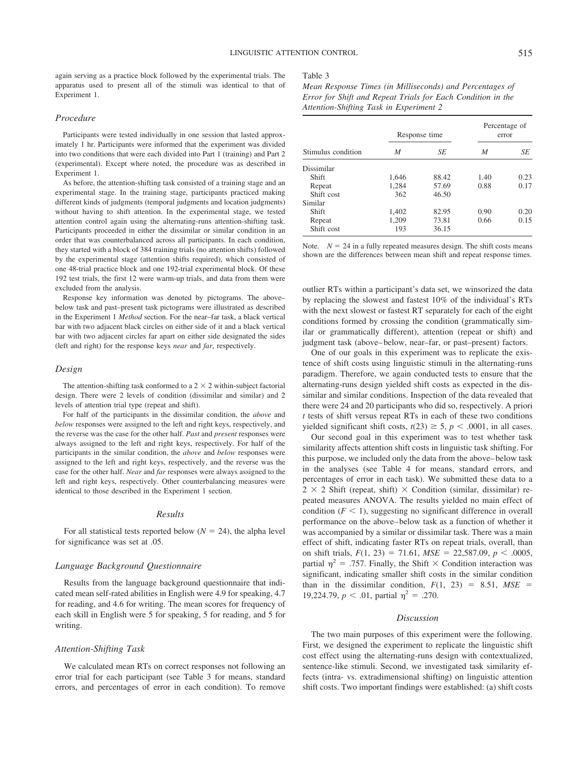again serving as a practice block followed by the experimental trials. The apparatus used to present all of the stimuli was identical to that of Experiment 1.

### Procedure

Participants were tested individually in one session that lasted approximately 1 hr. Participants were informed that the experiment was divided into two conditions that were each divided into Part 1 (training) and Part 2 (experimental). Except where noted, the procedure was as described in Experiment 1.

As before, the attention-shifting task consisted of a training stage and an experimental stage. In the training stage, participants practiced making different kinds of judgments (temporal judgments and location judgments) without having to shift attention. In the experimental stage, we tested attention control again using the alternating-runs attention-shifting task. Participants proceeded in either the dissimilar or similar condition in an order that was counterbalanced across all participants. In each condition, they started with a block of 384 training trials (no attention shifts) followed by the experimental stage (attention shifts required), which consisted of one 48-trial practice block and one 192-trial experimental block. Of these 192 test trials, the first 12 were warm-up trials, and data from them were excluded from the analysis.

Response key information was denoted by pictograms. The above–below task and past–present task pictograms were illustrated as described in the Experiment 1 *Method* section. For the near–far task, a black vertical bar with two adjacent black circles on either side of it and a black vertical bar with two adjacent circles far apart on either side designated the sides (left and right) for the response keys *near* and *far*, respectively.

### Design

The attention-shifting task conformed to a $2 \times 2$ within-subject factorial design. There were 2 levels of condition (dissimilar and similar) and 2 levels of attention trial type (repeat and shift).

For half of the participants in the dissimilar condition, the *above* and *below* responses were assigned to the left and right keys, respectively, and the reverse was the case for the other half. *Past* and *present* responses were always assigned to the left and right keys, respectively. For half of the participants in the similar condition, the *above* and *below* responses were assigned to the left and right keys, respectively, and the reverse was the case for the other half. *Near* and *far* responses were always assigned to the left and right keys, respectively. Other counterbalancing measures were identical to those described in the Experiment 1 section.

## Results

For all statistical tests reported below ($N = 24$), the alpha level for significance was set at .05.

### Language Background Questionnaire

Results from the language background questionnaire that indicated mean self-rated abilities in English were 4.9 for speaking, 4.7 for reading, and 4.6 for writing. The mean scores for frequency of each skill in English were 5 for speaking, 5 for reading, and 5 for writing.

### Attention-Shifting Task

We calculated mean RTs on correct responses not following an error trial for each participant (see Table 3 for means, standard errors, and percentages of error in each condition). To remove outlier RTs within a participant's data set, we winsorized the data by replacing the slowest and fastest 10% of the individual's RTs with the next slowest or fastest RT separately for each of the eight conditions formed by crossing the condition (grammatically similar or grammatically different), attention (repeat or shift) and judgment task (above–below, near–far, or past–present) factors.

Table 3

*Mean Response Times (in Milliseconds) and Percentages of Error for Shift and Repeat Trials for Each Condition in the Attention-Shifting Task in Experiment 2*

| | Response time | | Percentage of error | |
|---|---|---|---|---|
| Stimulus condition | *M* | *SE* | *M* | *SE* |
| Dissimilar | | | | |
| Shift | 1,646 | 88.42 | 1.40 | 0.23 |
| Repeat | 1,284 | 57.69 | 0.88 | 0.17 |
| Shift cost | 362 | 46.50 | | |
| Similar | | | | |
| Shift | 1,402 | 82.95 | 0.90 | 0.20 |
| Repeat | 1,209 | 73.81 | 0.66 | 0.15 |
| Shift cost | 193 | 36.15 | | |

*Note.* $N = 24$ in a fully repeated measures design. The shift costs means shown are the differences between mean shift and repeat response times.

One of our goals in this experiment was to replicate the existence of shift costs using linguistic stimuli in the alternating-runs paradigm. Therefore, we again conducted tests to ensure that the alternating-runs design yielded shift costs as expected in the dissimilar and similar conditions. Inspection of the data revealed that there were 24 and 20 participants who did so, respectively. A priori *t* tests of shift versus repeat RTs in each of these two conditions yielded significant shift costs, $t(23) \geq 5$, $p < .0001$, in all cases.

Our second goal in this experiment was to test whether task similarity affects attention shift costs in linguistic task shifting. For this purpose, we included only the data from the above–below task in the analyses (see Table 4 for means, standard errors, and percentages of error in each task). We submitted these data to a $2 \times 2$ Shift (repeat, shift) $\times$ Condition (similar, dissimilar) repeated measures ANOVA. The results yielded no main effect of condition ($F < 1$), suggesting no significant difference in overall performance on the above–below task as a function of whether it was accompanied by a similar or dissimilar task. There was a main effect of shift, indicating faster RTs on repeat trials, overall, than on shift trials, $F(1, 23) = 71.61$, $MSE = 22{,}587.09$, $p < .0005$, partial $\eta^2 = .757$. Finally, the Shift $\times$ Condition interaction was significant, indicating smaller shift costs in the similar condition than in the dissimilar condition, $F(1, 23) = 8.51$, $MSE = 19{,}224.79$, $p < .01$, partial $\eta^2 = .270$.

## Discussion

The two main purposes of this experiment were the following. First, we designed the experiment to replicate the linguistic shift cost effect using the alternating-runs design with contextualized, sentence-like stimuli. Second, we investigated task similarity effects (intra- vs. extradimensional shifting) on linguistic attention shift costs. Two important findings were established: (a) shift costs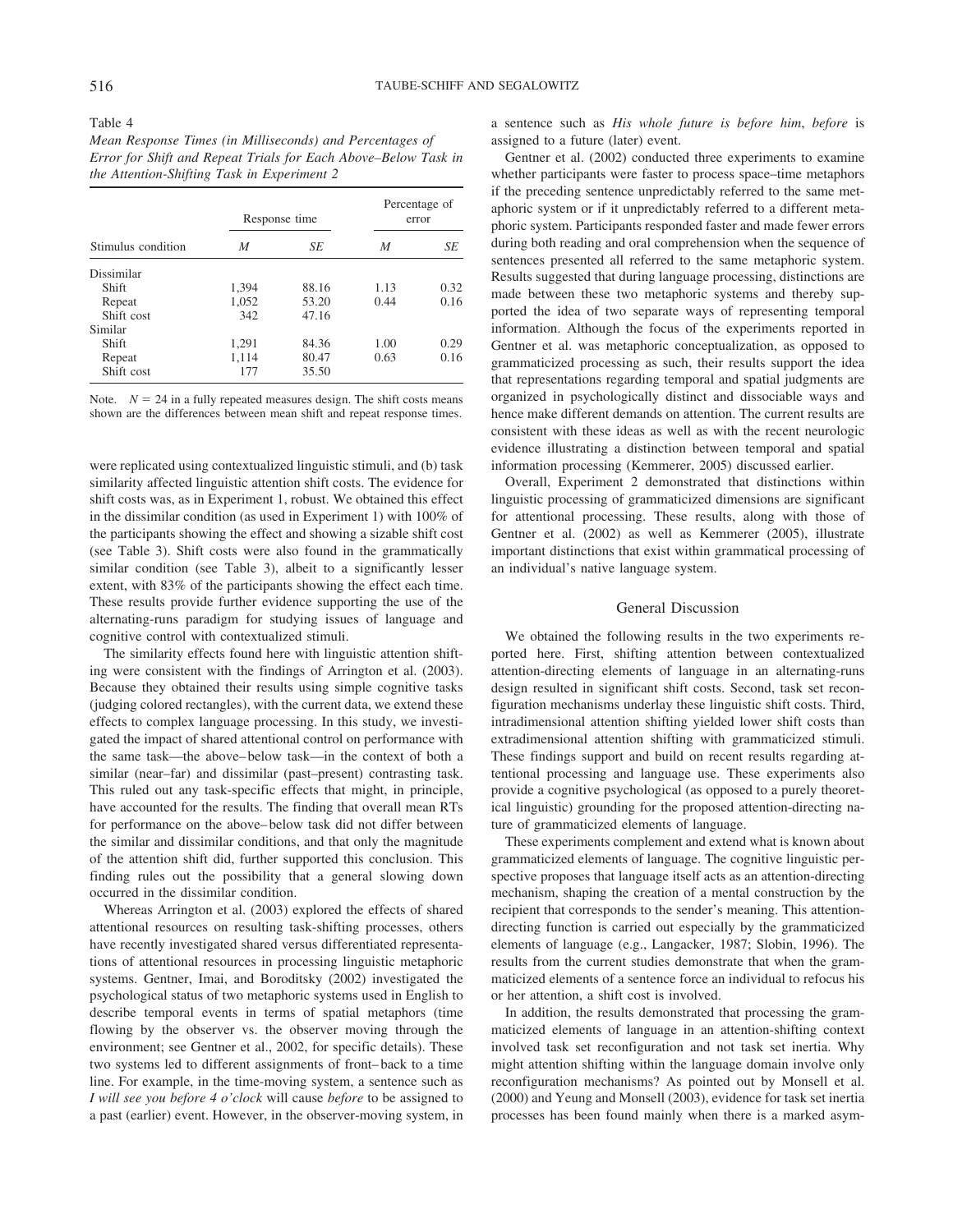Table 4

*Mean Response Times (in Milliseconds) and Percentages of Error for Shift and Repeat Trials for Each Above–Below Task in the Attention-Shifting Task in Experiment 2*

| Stimulus condition | Response time | | Percentage of error | |
|---|---|---|---|---|
| | *M* | *SE* | *M* | *SE* |
| Dissimilar | | | | |
| Shift | 1,394 | 88.16 | 1.13 | 0.32 |
| Repeat | 1,052 | 53.20 | 0.44 | 0.16 |
| Shift cost | 342 | 47.16 | | |
| Similar | | | | |
| Shift | 1,291 | 84.36 | 1.00 | 0.29 |
| Repeat | 1,114 | 80.47 | 0.63 | 0.16 |
| Shift cost | 177 | 35.50 | | |

Note. $N = 24$ in a fully repeated measures design. The shift costs means shown are the differences between mean shift and repeat response times.

were replicated using contextualized linguistic stimuli, and (b) task similarity affected linguistic attention shift costs. The evidence for shift costs was, as in Experiment 1, robust. We obtained this effect in the dissimilar condition (as used in Experiment 1) with 100% of the participants showing the effect and showing a sizable shift cost (see Table 3). Shift costs were also found in the grammatically similar condition (see Table 3), albeit to a significantly lesser extent, with 83% of the participants showing the effect each time. These results provide further evidence supporting the use of the alternating-runs paradigm for studying issues of language and cognitive control with contextualized stimuli.

The similarity effects found here with linguistic attention shifting were consistent with the findings of Arrington et al. (2003). Because they obtained their results using simple cognitive tasks (judging colored rectangles), with the current data, we extend these effects to complex language processing. In this study, we investigated the impact of shared attentional control on performance with the same task—the above–below task—in the context of both a similar (near–far) and dissimilar (past–present) contrasting task. This ruled out any task-specific effects that might, in principle, have accounted for the results. The finding that overall mean RTs for performance on the above–below task did not differ between the similar and dissimilar conditions, and that only the magnitude of the attention shift did, further supported this conclusion. This finding rules out the possibility that a general slowing down occurred in the dissimilar condition.

Whereas Arrington et al. (2003) explored the effects of shared attentional resources on resulting task-shifting processes, others have recently investigated shared versus differentiated representations of attentional resources in processing linguistic metaphoric systems. Gentner, Imai, and Boroditsky (2002) investigated the psychological status of two metaphoric systems used in English to describe temporal events in terms of spatial metaphors (time flowing by the observer vs. the observer moving through the environment; see Gentner et al., 2002, for specific details). These two systems led to different assignments of front–back to a time line. For example, in the time-moving system, a sentence such as *I will see you before 4 o'clock* will cause *before* to be assigned to a past (earlier) event. However, in the observer-moving system, in a sentence such as *His whole future is before him*, *before* is assigned to a future (later) event.

Gentner et al. (2002) conducted three experiments to examine whether participants were faster to process space–time metaphors if the preceding sentence unpredictably referred to the same metaphoric system or if it unpredictably referred to a different metaphoric system. Participants responded faster and made fewer errors during both reading and oral comprehension when the sequence of sentences presented all referred to the same metaphoric system. Results suggested that during language processing, distinctions are made between these two metaphoric systems and thereby supported the idea of two separate ways of representing temporal information. Although the focus of the experiments reported in Gentner et al. was metaphoric conceptualization, as opposed to grammaticized processing as such, their results support the idea that representations regarding temporal and spatial judgments are organized in psychologically distinct and dissociable ways and hence make different demands on attention. The current results are consistent with these ideas as well as with the recent neurologic evidence illustrating a distinction between temporal and spatial information processing (Kemmerer, 2005) discussed earlier.

Overall, Experiment 2 demonstrated that distinctions within linguistic processing of grammaticized dimensions are significant for attentional processing. These results, along with those of Gentner et al. (2002) as well as Kemmerer (2005), illustrate important distinctions that exist within grammatical processing of an individual's native language system.

## General Discussion

We obtained the following results in the two experiments reported here. First, shifting attention between contextualized attention-directing elements of language in an alternating-runs design resulted in significant shift costs. Second, task set reconfiguration mechanisms underlay these linguistic shift costs. Third, intradimensional attention shifting yielded lower shift costs than extradimensional attention shifting with grammaticized stimuli. These findings support and build on recent results regarding attentional processing and language use. These experiments also provide a cognitive psychological (as opposed to a purely theoretical linguistic) grounding for the proposed attention-directing nature of grammaticized elements of language.

These experiments complement and extend what is known about grammaticized elements of language. The cognitive linguistic perspective proposes that language itself acts as an attention-directing mechanism, shaping the creation of a mental construction by the recipient that corresponds to the sender's meaning. This attention-directing function is carried out especially by the grammaticized elements of language (e.g., Langacker, 1987; Slobin, 1996). The results from the current studies demonstrate that when the grammaticized elements of a sentence force an individual to refocus his or her attention, a shift cost is involved.

In addition, the results demonstrated that processing the grammaticized elements of language in an attention-shifting context involved task set reconfiguration and not task set inertia. Why might attention shifting within the language domain involve only reconfiguration mechanisms? As pointed out by Monsell et al. (2000) and Yeung and Monsell (2003), evidence for task set inertia processes has been found mainly when there is a marked asym-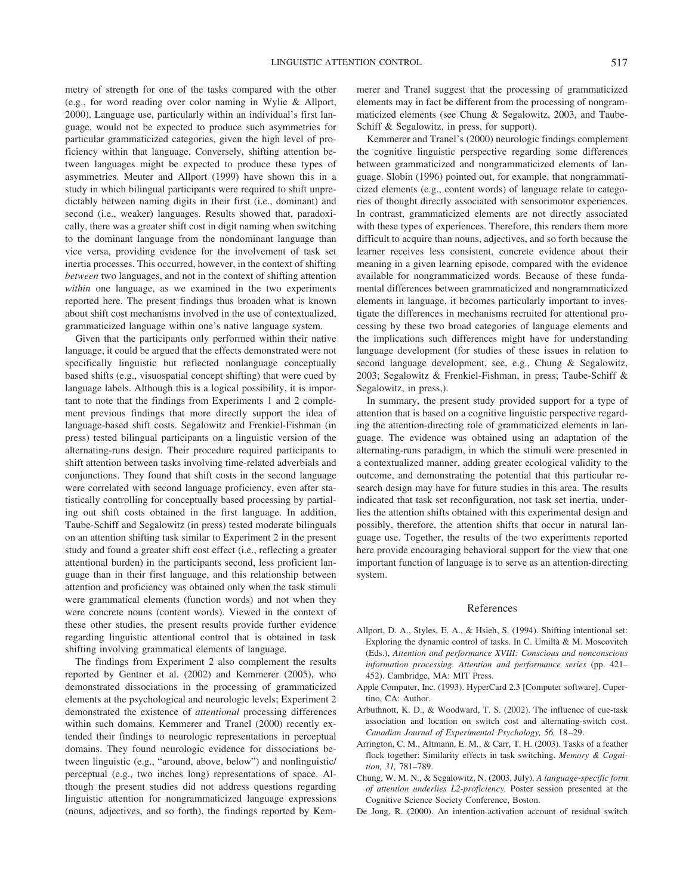metry of strength for one of the tasks compared with the other (e.g., for word reading over color naming in Wylie & Allport, 2000). Language use, particularly within an individual's first language, would not be expected to produce such asymmetries for particular grammaticized categories, given the high level of proficiency within that language. Conversely, shifting attention between languages might be expected to produce these types of asymmetries. Meuter and Allport (1999) have shown this in a study in which bilingual participants were required to shift unpredictably between naming digits in their first (i.e., dominant) and second (i.e., weaker) languages. Results showed that, paradoxically, there was a greater shift cost in digit naming when switching to the dominant language from the nondominant language than vice versa, providing evidence for the involvement of task set inertia processes. This occurred, however, in the context of shifting *between* two languages, and not in the context of shifting attention *within* one language, as we examined in the two experiments reported here. The present findings thus broaden what is known about shift cost mechanisms involved in the use of contextualized, grammaticized language within one's native language system.

Given that the participants only performed within their native language, it could be argued that the effects demonstrated were not specifically linguistic but reflected nonlanguage conceptually based shifts (e.g., visuospatial concept shifting) that were cued by language labels. Although this is a logical possibility, it is important to note that the findings from Experiments 1 and 2 complement previous findings that more directly support the idea of language-based shift costs. Segalowitz and Frenkiel-Fishman (in press) tested bilingual participants on a linguistic version of the alternating-runs design. Their procedure required participants to shift attention between tasks involving time-related adverbials and conjunctions. They found that shift costs in the second language were correlated with second language proficiency, even after statistically controlling for conceptually based processing by partialing out shift costs obtained in the first language. In addition, Taube-Schiff and Segalowitz (in press) tested moderate bilinguals on an attention shifting task similar to Experiment 2 in the present study and found a greater shift cost effect (i.e., reflecting a greater attentional burden) in the participants second, less proficient language than in their first language, and this relationship between attention and proficiency was obtained only when the task stimuli were grammatical elements (function words) and not when they were concrete nouns (content words). Viewed in the context of these other studies, the present results provide further evidence regarding linguistic attentional control that is obtained in task shifting involving grammatical elements of language.

The findings from Experiment 2 also complement the results reported by Gentner et al. (2002) and Kemmerer (2005), who demonstrated dissociations in the processing of grammaticized elements at the psychological and neurologic levels; Experiment 2 demonstrated the existence of *attentional* processing differences within such domains. Kemmerer and Tranel (2000) recently extended their findings to neurologic representations in perceptual domains. They found neurologic evidence for dissociations between linguistic (e.g., "around, above, below") and nonlinguistic/perceptual (e.g., two inches long) representations of space. Although the present studies did not address questions regarding linguistic attention for nongrammaticized language expressions (nouns, adjectives, and so forth), the findings reported by Kemmerer and Tranel suggest that the processing of grammaticized elements may in fact be different from the processing of nongrammaticized elements (see Chung & Segalowitz, 2003, and Taube-Schiff & Segalowitz, in press, for support).

Kemmerer and Tranel's (2000) neurologic findings complement the cognitive linguistic perspective regarding some differences between grammaticized and nongrammaticized elements of language. Slobin (1996) pointed out, for example, that nongrammaticized elements (e.g., content words) of language relate to categories of thought directly associated with sensorimotor experiences. In contrast, grammaticized elements are not directly associated with these types of experiences. Therefore, this renders them more difficult to acquire than nouns, adjectives, and so forth because the learner receives less consistent, concrete evidence about their meaning in a given learning episode, compared with the evidence available for nongrammaticized words. Because of these fundamental differences between grammaticized and nongrammaticized elements in language, it becomes particularly important to investigate the differences in mechanisms recruited for attentional processing by these two broad categories of language elements and the implications such differences might have for understanding language development (for studies of these issues in relation to second language development, see, e.g., Chung & Segalowitz, 2003; Segalowitz & Frenkiel-Fishman, in press; Taube-Schiff & Segalowitz, in press,).

In summary, the present study provided support for a type of attention that is based on a cognitive linguistic perspective regarding the attention-directing role of grammaticized elements in language. The evidence was obtained using an adaptation of the alternating-runs paradigm, in which the stimuli were presented in a contextualized manner, adding greater ecological validity to the outcome, and demonstrating the potential that this particular research design may have for future studies in this area. The results indicated that task set reconfiguration, not task set inertia, underlies the attention shifts obtained with this experimental design and possibly, therefore, the attention shifts that occur in natural language use. Together, the results of the two experiments reported here provide encouraging behavioral support for the view that one important function of language is to serve as an attention-directing system.

## References

Allport, D. A., Styles, E. A., & Hsieh, S. (1994). Shifting intentional set: Exploring the dynamic control of tasks. In C. Umiltà & M. Moscovitch (Eds.), *Attention and performance XVIII: Conscious and nonconscious information processing. Attention and performance series* (pp. 421–452). Cambridge, MA: MIT Press.

Apple Computer, Inc. (1993). HyperCard 2.3 [Computer software]. Cupertino, CA: Author.

Arbuthnott, K. D., & Woodward, T. S. (2002). The influence of cue-task association and location on switch cost and alternating-switch cost. *Canadian Journal of Experimental Psychology, 56,* 18–29.

Arrington, C. M., Altmann, E. M., & Carr, T. H. (2003). Tasks of a feather flock together: Similarity effects in task switching. *Memory & Cognition, 31,* 781–789.

Chung, W. M. N., & Segalowitz, N. (2003, July). *A language-specific form of attention underlies L2-proficiency.* Poster session presented at the Cognitive Science Society Conference, Boston.

De Jong, R. (2000). An intention-activation account of residual switch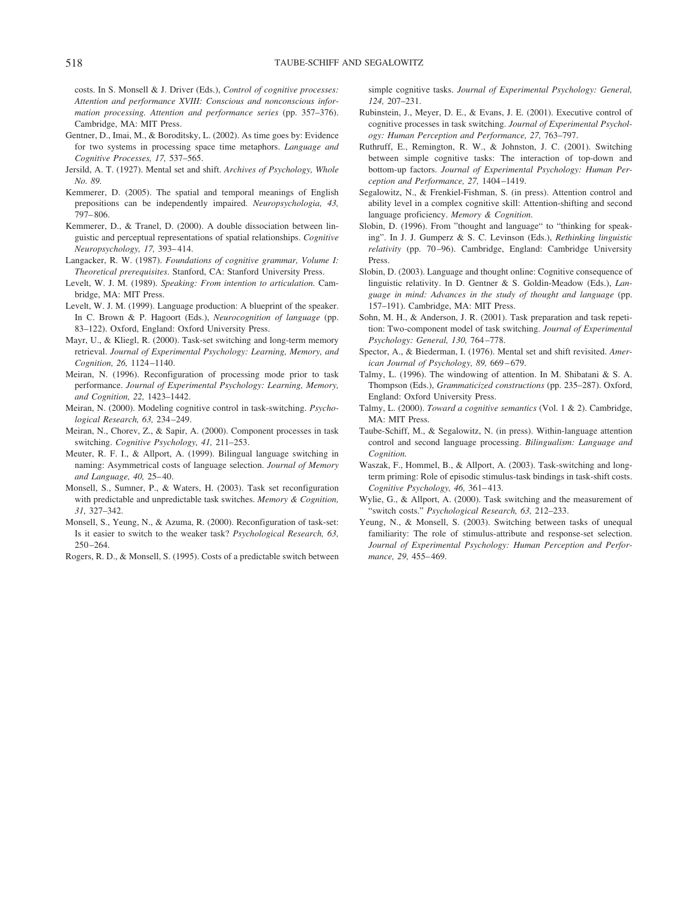costs. In S. Monsell & J. Driver (Eds.), *Control of cognitive processes: Attention and performance XVIII: Conscious and nonconscious information processing. Attention and performance series* (pp. 357–376). Cambridge, MA: MIT Press.

Gentner, D., Imai, M., & Boroditsky, L. (2002). As time goes by: Evidence for two systems in processing space time metaphors. *Language and Cognitive Processes, 17,* 537–565.

Jersild, A. T. (1927). Mental set and shift. *Archives of Psychology, Whole No. 89.*

Kemmerer, D. (2005). The spatial and temporal meanings of English prepositions can be independently impaired. *Neuropsychologia, 43,* 797–806.

Kemmerer, D., & Tranel, D. (2000). A double dissociation between linguistic and perceptual representations of spatial relationships. *Cognitive Neuropsychology, 17,* 393–414.

Langacker, R. W. (1987). *Foundations of cognitive grammar, Volume I: Theoretical prerequisites*. Stanford, CA: Stanford University Press.

Levelt, W. J. M. (1989). *Speaking: From intention to articulation.* Cambridge, MA: MIT Press.

Levelt, W. J. M. (1999). Language production: A blueprint of the speaker. In C. Brown & P. Hagoort (Eds.), *Neurocognition of language* (pp. 83–122). Oxford, England: Oxford University Press.

Mayr, U., & Kliegl, R. (2000). Task-set switching and long-term memory retrieval. *Journal of Experimental Psychology: Learning, Memory, and Cognition, 26,* 1124–1140.

Meiran, N. (1996). Reconfiguration of processing mode prior to task performance. *Journal of Experimental Psychology: Learning, Memory, and Cognition, 22,* 1423–1442.

Meiran, N. (2000). Modeling cognitive control in task-switching. *Psychological Research, 63,* 234–249.

Meiran, N., Chorev, Z., & Sapir, A. (2000). Component processes in task switching. *Cognitive Psychology, 41,* 211–253.

Meuter, R. F. I., & Allport, A. (1999). Bilingual language switching in naming: Asymmetrical costs of language selection. *Journal of Memory and Language, 40,* 25–40.

Monsell, S., Sumner, P., & Waters, H. (2003). Task set reconfiguration with predictable and unpredictable task switches. *Memory & Cognition, 31,* 327–342.

Monsell, S., Yeung, N., & Azuma, R. (2000). Reconfiguration of task-set: Is it easier to switch to the weaker task? *Psychological Research, 63,* 250–264.

Rogers, R. D., & Monsell, S. (1995). Costs of a predictable switch between simple cognitive tasks. *Journal of Experimental Psychology: General, 124,* 207–231.

Rubinstein, J., Meyer, D. E., & Evans, J. E. (2001). Executive control of cognitive processes in task switching. *Journal of Experimental Psychology: Human Perception and Performance, 27,* 763–797.

Ruthruff, E., Remington, R. W., & Johnston, J. C. (2001). Switching between simple cognitive tasks: The interaction of top-down and bottom-up factors. *Journal of Experimental Psychology: Human Perception and Performance, 27,* 1404–1419.

Segalowitz, N., & Frenkiel-Fishman, S. (in press). Attention control and ability level in a complex cognitive skill: Attention-shifting and second language proficiency. *Memory & Cognition.*

Slobin, D. (1996). From "thought and language" to "thinking for speaking". In J. J. Gumperz & S. C. Levinson (Eds.), *Rethinking linguistic relativity* (pp. 70–96). Cambridge, England: Cambridge University Press.

Slobin, D. (2003). Language and thought online: Cognitive consequence of linguistic relativity. In D. Gentner & S. Goldin-Meadow (Eds.), *Language in mind: Advances in the study of thought and language* (pp. 157–191). Cambridge, MA: MIT Press.

Sohn, M. H., & Anderson, J. R. (2001). Task preparation and task repetition: Two-component model of task switching. *Journal of Experimental Psychology: General, 130,* 764–778.

Spector, A., & Biederman, I. (1976). Mental set and shift revisited. *American Journal of Psychology, 89,* 669–679.

Talmy, L. (1996). The windowing of attention. In M. Shibatani & S. A. Thompson (Eds.), *Grammaticized constructions* (pp. 235–287). Oxford, England: Oxford University Press.

Talmy, L. (2000). *Toward a cognitive semantics* (Vol. 1 & 2). Cambridge, MA: MIT Press.

Taube-Schiff, M., & Segalowitz, N. (in press). Within-language attention control and second language processing. *Bilingualism: Language and Cognition.*

Waszak, F., Hommel, B., & Allport, A. (2003). Task-switching and long-term priming: Role of episodic stimulus-task bindings in task-shift costs. *Cognitive Psychology, 46,* 361–413.

Wylie, G., & Allport, A. (2000). Task switching and the measurement of "switch costs." *Psychological Research, 63,* 212–233.

Yeung, N., & Monsell, S. (2003). Switching between tasks of unequal familiarity: The role of stimulus-attribute and response-set selection. *Journal of Experimental Psychology: Human Perception and Performance, 29,* 455–469.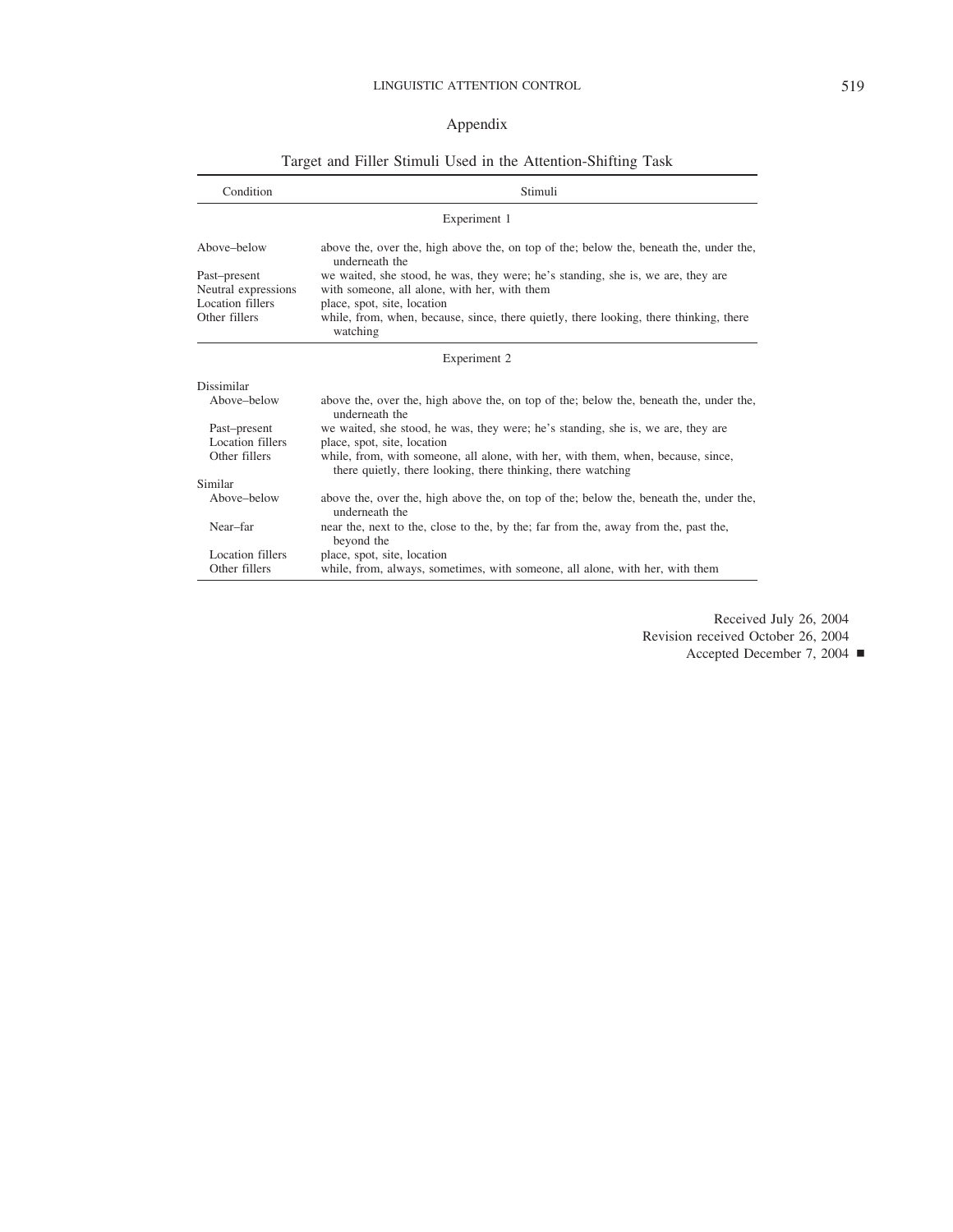## Appendix

### Target and Filler Stimuli Used in the Attention-Shifting Task

| Condition | Stimuli |
|---|---|
| **Experiment 1** | |
| Above–below | above the, over the, high above the, on top of the; below the, beneath the, under the, underneath the |
| Past–present | we waited, she stood, he was, they were; he's standing, she is, we are, they are |
| Neutral expressions | with someone, all alone, with her, with them |
| Location fillers | place, spot, site, location |
| Other fillers | while, from, when, because, since, there quietly, there looking, there thinking, there watching |
| **Experiment 2** | |
| Dissimilar | |
| Above–below | above the, over the, high above the, on top of the; below the, beneath the, under the, underneath the |
| Past–present | we waited, she stood, he was, they were; he's standing, she is, we are, they are |
| Location fillers | place, spot, site, location |
| Other fillers | while, from, with someone, all alone, with her, with them, when, because, since, there quietly, there looking, there thinking, there watching |
| Similar | |
| Above–below | above the, over the, high above the, on top of the; below the, beneath the, under the, underneath the |
| Near–far | near the, next to the, close to the, by the; far from the, away from the, past the, beyond the |
| Location fillers | place, spot, site, location |
| Other fillers | while, from, always, sometimes, with someone, all alone, with her, with them |

Received July 26, 2004
Revision received October 26, 2004
Accepted December 7, 2004 ■